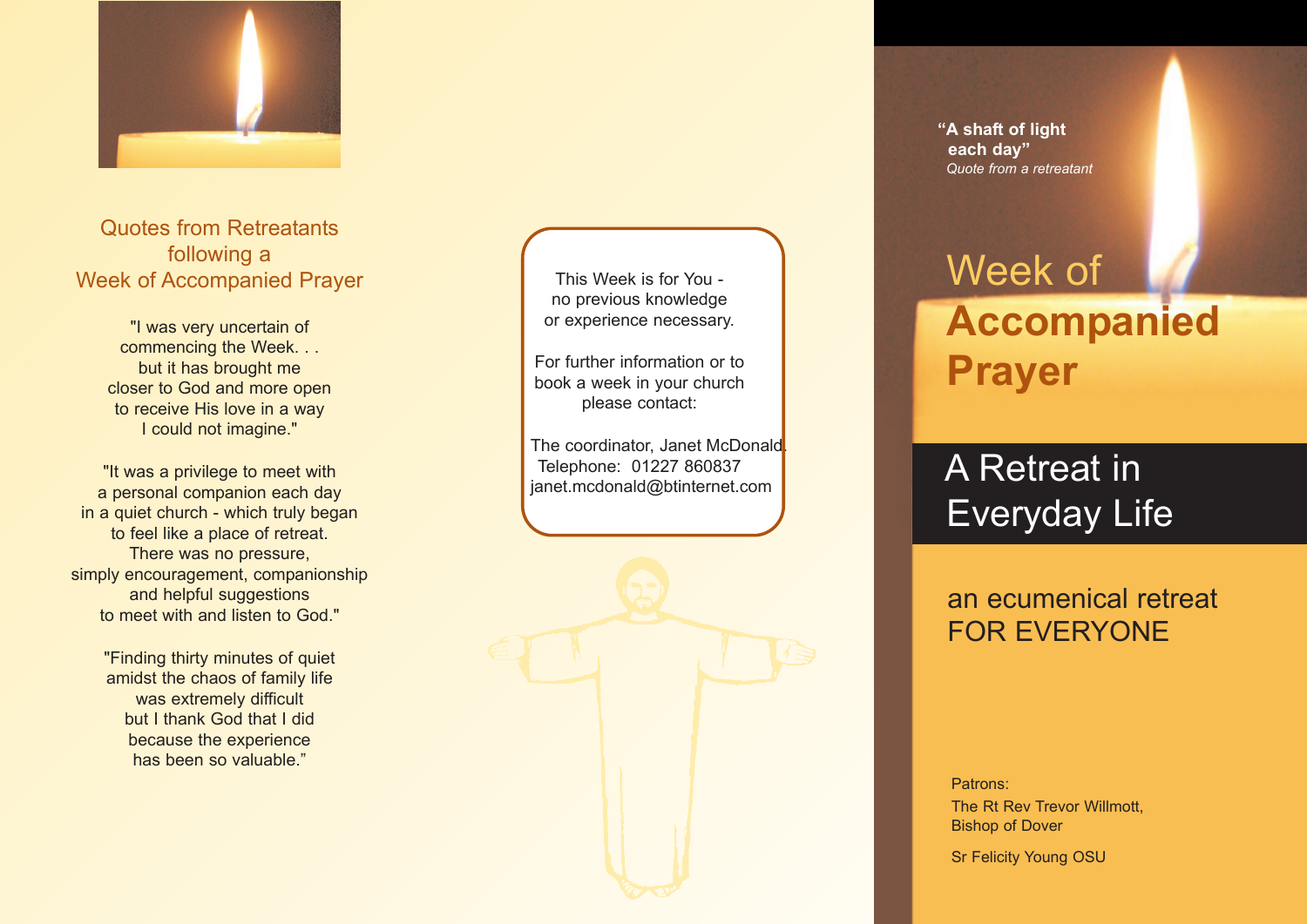## Quotes from Retreatants following a Week of Accompanied Prayer

"I was very uncertain of commencing the Week. . . but it has brought me closer to God and more open to receive His love in a way I could not imagine."

"It was a privilege to meet with a personal companion each day in a quiet church - which truly began to feel like a place of retreat. There was no pressure, simply encouragement, companionship and helpful suggestions to meet with and listen to God."

"Finding thirty minutes of quiet amidst the chaos of family life was extremely difficult but I thank God that I did because the experience has been so valuable."

This Week is for You - no previous knowledge or experience necessary.

For further information or to book a week in your church please contact:

The coordinator, Janet McDonald.
Telephone: 01227 860837
janet.mcdonald@btinternet.com

**"A shaft of light each day"**
*Quote from a retreatant*

# Week of **Accompanied Prayer**

## A Retreat in Everyday Life

an ecumenical retreat FOR EVERYONE

Patrons:
The Rt Rev Trevor Willmott,
Bishop of Dover

Sr Felicity Young OSU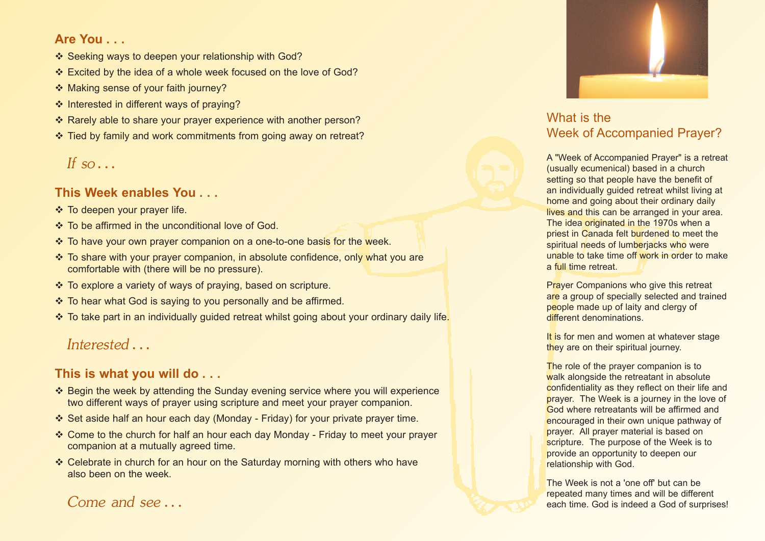## Are You . . .

- Seeking ways to deepen your relationship with God?
- Excited by the idea of a whole week focused on the love of God?
- Making sense of your faith journey?
- Interested in different ways of praying?
- Rarely able to share your prayer experience with another person?
- Tied by family and work commitments from going away on retreat?

*If so . . .*

## This Week enables You . . .

- To deepen your prayer life.
- To be affirmed in the unconditional love of God.
- To have your own prayer companion on a one-to-one basis for the week.
- To share with your prayer companion, in absolute confidence, only what you are comfortable with (there will be no pressure).
- To explore a variety of ways of praying, based on scripture.
- To hear what God is saying to you personally and be affirmed.
- To take part in an individually guided retreat whilst going about your ordinary daily life.

*Interested . . .*

## This is what you will do . . .

- Begin the week by attending the Sunday evening service where you will experience two different ways of prayer using scripture and meet your prayer companion.
- Set aside half an hour each day (Monday - Friday) for your private prayer time.
- Come to the church for half an hour each day Monday - Friday to meet your prayer companion at a mutually agreed time.
- Celebrate in church for an hour on the Saturday morning with others who have also been on the week.

*Come and see . . .*

## What is the Week of Accompanied Prayer?

A "Week of Accompanied Prayer" is a retreat (usually ecumenical) based in a church setting so that people have the benefit of an individually guided retreat whilst living at home and going about their ordinary daily lives and this can be arranged in your area. The idea originated in the 1970s when a priest in Canada felt burdened to meet the spiritual needs of lumberjacks who were unable to take time off work in order to make a full time retreat.

Prayer Companions who give this retreat are a group of specially selected and trained people made up of laity and clergy of different denominations.

It is for men and women at whatever stage they are on their spiritual journey.

The role of the prayer companion is to walk alongside the retreatant in absolute confidentiality as they reflect on their life and prayer. The Week is a journey in the love of God where retreatants will be affirmed and encouraged in their own unique pathway of prayer. All prayer material is based on scripture. The purpose of the Week is to provide an opportunity to deepen our relationship with God.

The Week is not a 'one off' but can be repeated many times and will be different each time. God is indeed a God of surprises!